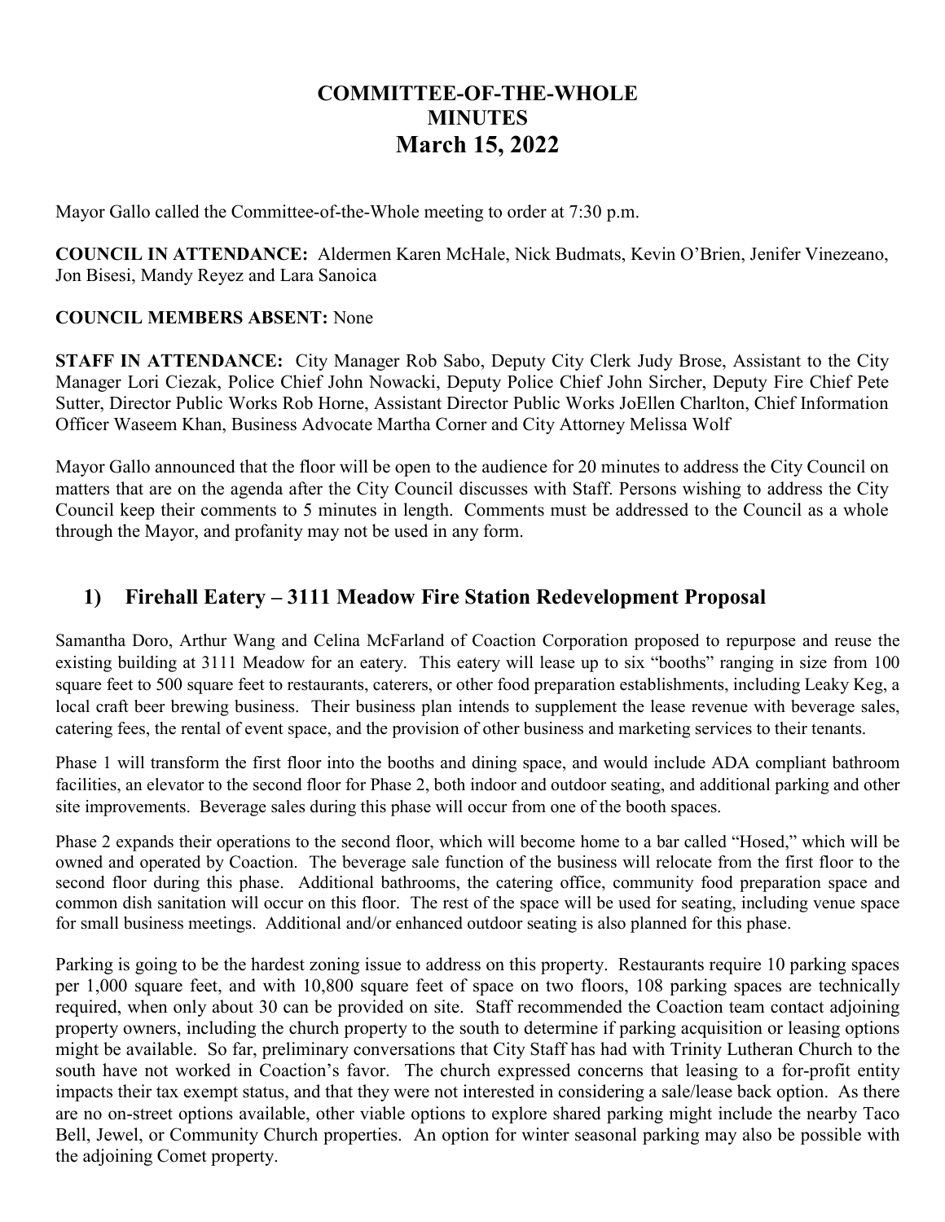# COMMITTEE-OF-THE-WHOLE MINUTES

# March 15, 2022

Mayor Gallo called the Committee-of-the-Whole meeting to order at 7:30 p.m.

**COUNCIL IN ATTENDANCE:** Aldermen Karen McHale, Nick Budmats, Kevin O'Brien, Jenifer Vinezeano, Jon Bisesi, Mandy Reyez and Lara Sanoica

**COUNCIL MEMBERS ABSENT:** None

**STAFF IN ATTENDANCE:** City Manager Rob Sabo, Deputy City Clerk Judy Brose, Assistant to the City Manager Lori Ciezak, Police Chief John Nowacki, Deputy Police Chief John Sircher, Deputy Fire Chief Pete Sutter, Director Public Works Rob Horne, Assistant Director Public Works JoEllen Charlton, Chief Information Officer Waseem Khan, Business Advocate Martha Corner and City Attorney Melissa Wolf

Mayor Gallo announced that the floor will be open to the audience for 20 minutes to address the City Council on matters that are on the agenda after the City Council discusses with Staff. Persons wishing to address the City Council keep their comments to 5 minutes in length. Comments must be addressed to the Council as a whole through the Mayor, and profanity may not be used in any form.

## 1) Firehall Eatery – 3111 Meadow Fire Station Redevelopment Proposal

Samantha Doro, Arthur Wang and Celina McFarland of Coaction Corporation proposed to repurpose and reuse the existing building at 3111 Meadow for an eatery. This eatery will lease up to six "booths" ranging in size from 100 square feet to 500 square feet to restaurants, caterers, or other food preparation establishments, including Leaky Keg, a local craft beer brewing business. Their business plan intends to supplement the lease revenue with beverage sales, catering fees, the rental of event space, and the provision of other business and marketing services to their tenants.

Phase 1 will transform the first floor into the booths and dining space, and would include ADA compliant bathroom facilities, an elevator to the second floor for Phase 2, both indoor and outdoor seating, and additional parking and other site improvements. Beverage sales during this phase will occur from one of the booth spaces.

Phase 2 expands their operations to the second floor, which will become home to a bar called "Hosed," which will be owned and operated by Coaction. The beverage sale function of the business will relocate from the first floor to the second floor during this phase. Additional bathrooms, the catering office, community food preparation space and common dish sanitation will occur on this floor. The rest of the space will be used for seating, including venue space for small business meetings. Additional and/or enhanced outdoor seating is also planned for this phase.

Parking is going to be the hardest zoning issue to address on this property. Restaurants require 10 parking spaces per 1,000 square feet, and with 10,800 square feet of space on two floors, 108 parking spaces are technically required, when only about 30 can be provided on site. Staff recommended the Coaction team contact adjoining property owners, including the church property to the south to determine if parking acquisition or leasing options might be available. So far, preliminary conversations that City Staff has had with Trinity Lutheran Church to the south have not worked in Coaction's favor. The church expressed concerns that leasing to a for-profit entity impacts their tax exempt status, and that they were not interested in considering a sale/lease back option. As there are no on-street options available, other viable options to explore shared parking might include the nearby Taco Bell, Jewel, or Community Church properties. An option for winter seasonal parking may also be possible with the adjoining Comet property.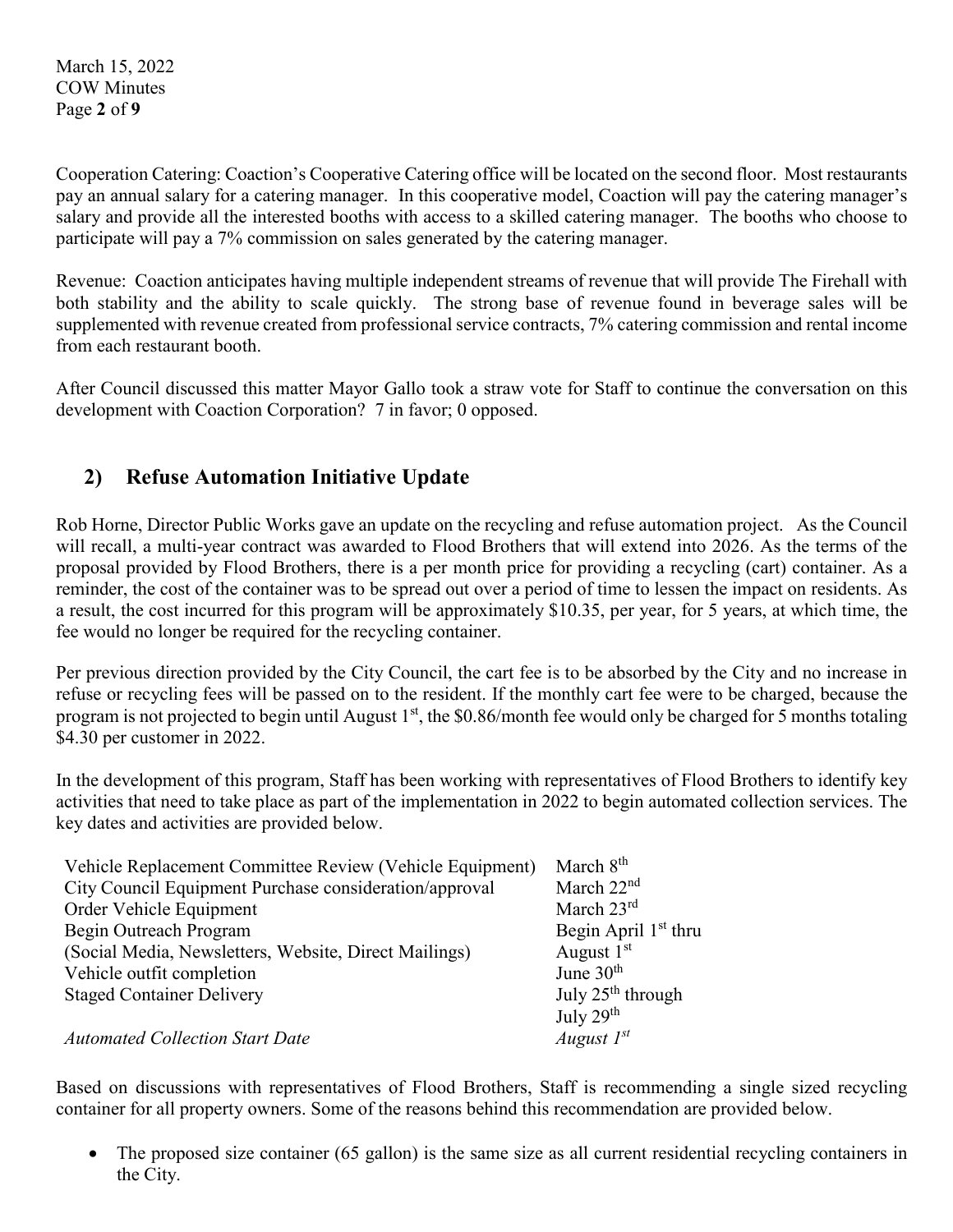Cooperation Catering: Coaction's Cooperative Catering office will be located on the second floor. Most restaurants pay an annual salary for a catering manager. In this cooperative model, Coaction will pay the catering manager's salary and provide all the interested booths with access to a skilled catering manager. The booths who choose to participate will pay a 7% commission on sales generated by the catering manager.

Revenue: Coaction anticipates having multiple independent streams of revenue that will provide The Firehall with both stability and the ability to scale quickly. The strong base of revenue found in beverage sales will be supplemented with revenue created from professional service contracts, 7% catering commission and rental income from each restaurant booth.

After Council discussed this matter Mayor Gallo took a straw vote for Staff to continue the conversation on this development with Coaction Corporation? 7 in favor; 0 opposed.

## 2) Refuse Automation Initiative Update

Rob Horne, Director Public Works gave an update on the recycling and refuse automation project. As the Council will recall, a multi-year contract was awarded to Flood Brothers that will extend into 2026. As the terms of the proposal provided by Flood Brothers, there is a per month price for providing a recycling (cart) container. As a reminder, the cost of the container was to be spread out over a period of time to lessen the impact on residents. As a result, the cost incurred for this program will be approximately $10.35, per year, for 5 years, at which time, the fee would no longer be required for the recycling container.

Per previous direction provided by the City Council, the cart fee is to be absorbed by the City and no increase in refuse or recycling fees will be passed on to the resident. If the monthly cart fee were to be charged, because the program is not projected to begin until August 1st, the $0.86/month fee would only be charged for 5 months totaling $4.30 per customer in 2022.

In the development of this program, Staff has been working with representatives of Flood Brothers to identify key activities that need to take place as part of the implementation in 2022 to begin automated collection services. The key dates and activities are provided below.

| | |
|---|---|
| Vehicle Replacement Committee Review (Vehicle Equipment) | March 8th |
| City Council Equipment Purchase consideration/approval | March 22nd |
| Order Vehicle Equipment | March 23rd |
| Begin Outreach Program (Social Media, Newsletters, Website, Direct Mailings) | Begin April 1st thru August 1st |
| Vehicle outfit completion | June 30th |
| Staged Container Delivery | July 25th through July 29th |
| *Automated Collection Start Date* | *August 1st* |

Based on discussions with representatives of Flood Brothers, Staff is recommending a single sized recycling container for all property owners. Some of the reasons behind this recommendation are provided below.

- The proposed size container (65 gallon) is the same size as all current residential recycling containers in the City.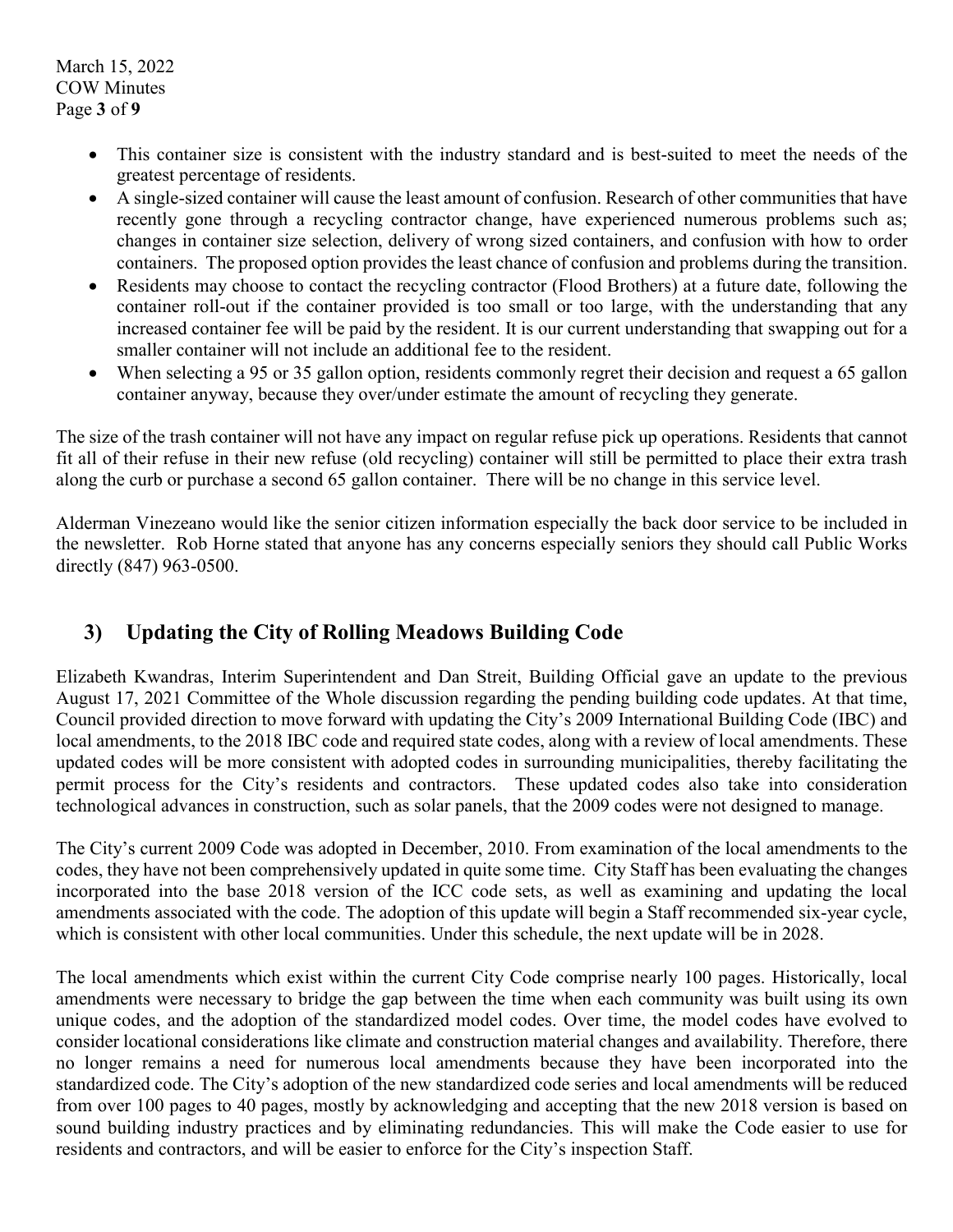- This container size is consistent with the industry standard and is best-suited to meet the needs of the greatest percentage of residents.
- A single-sized container will cause the least amount of confusion. Research of other communities that have recently gone through a recycling contractor change, have experienced numerous problems such as; changes in container size selection, delivery of wrong sized containers, and confusion with how to order containers. The proposed option provides the least chance of confusion and problems during the transition.
- Residents may choose to contact the recycling contractor (Flood Brothers) at a future date, following the container roll-out if the container provided is too small or too large, with the understanding that any increased container fee will be paid by the resident. It is our current understanding that swapping out for a smaller container will not include an additional fee to the resident.
- When selecting a 95 or 35 gallon option, residents commonly regret their decision and request a 65 gallon container anyway, because they over/under estimate the amount of recycling they generate.

The size of the trash container will not have any impact on regular refuse pick up operations. Residents that cannot fit all of their refuse in their new refuse (old recycling) container will still be permitted to place their extra trash along the curb or purchase a second 65 gallon container. There will be no change in this service level.

Alderman Vinezeano would like the senior citizen information especially the back door service to be included in the newsletter. Rob Horne stated that anyone has any concerns especially seniors they should call Public Works directly (847) 963-0500.

## 3) Updating the City of Rolling Meadows Building Code

Elizabeth Kwandras, Interim Superintendent and Dan Streit, Building Official gave an update to the previous August 17, 2021 Committee of the Whole discussion regarding the pending building code updates. At that time, Council provided direction to move forward with updating the City's 2009 International Building Code (IBC) and local amendments, to the 2018 IBC code and required state codes, along with a review of local amendments. These updated codes will be more consistent with adopted codes in surrounding municipalities, thereby facilitating the permit process for the City's residents and contractors. These updated codes also take into consideration technological advances in construction, such as solar panels, that the 2009 codes were not designed to manage.

The City's current 2009 Code was adopted in December, 2010. From examination of the local amendments to the codes, they have not been comprehensively updated in quite some time. City Staff has been evaluating the changes incorporated into the base 2018 version of the ICC code sets, as well as examining and updating the local amendments associated with the code. The adoption of this update will begin a Staff recommended six-year cycle, which is consistent with other local communities. Under this schedule, the next update will be in 2028.

The local amendments which exist within the current City Code comprise nearly 100 pages. Historically, local amendments were necessary to bridge the gap between the time when each community was built using its own unique codes, and the adoption of the standardized model codes. Over time, the model codes have evolved to consider locational considerations like climate and construction material changes and availability. Therefore, there no longer remains a need for numerous local amendments because they have been incorporated into the standardized code. The City's adoption of the new standardized code series and local amendments will be reduced from over 100 pages to 40 pages, mostly by acknowledging and accepting that the new 2018 version is based on sound building industry practices and by eliminating redundancies. This will make the Code easier to use for residents and contractors, and will be easier to enforce for the City's inspection Staff.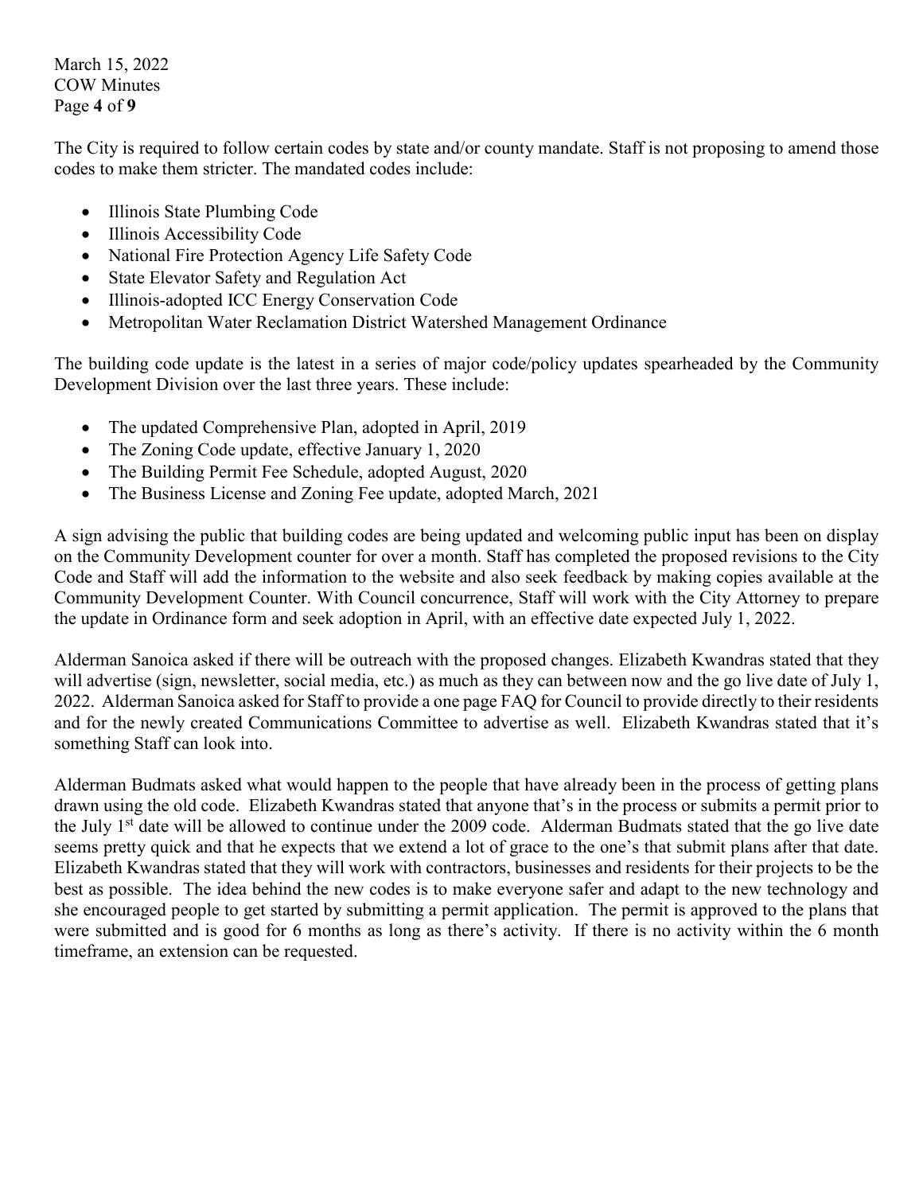The City is required to follow certain codes by state and/or county mandate. Staff is not proposing to amend those codes to make them stricter. The mandated codes include:

- Illinois State Plumbing Code
- Illinois Accessibility Code
- National Fire Protection Agency Life Safety Code
- State Elevator Safety and Regulation Act
- Illinois-adopted ICC Energy Conservation Code
- Metropolitan Water Reclamation District Watershed Management Ordinance

The building code update is the latest in a series of major code/policy updates spearheaded by the Community Development Division over the last three years. These include:

- The updated Comprehensive Plan, adopted in April, 2019
- The Zoning Code update, effective January 1, 2020
- The Building Permit Fee Schedule, adopted August, 2020
- The Business License and Zoning Fee update, adopted March, 2021

A sign advising the public that building codes are being updated and welcoming public input has been on display on the Community Development counter for over a month. Staff has completed the proposed revisions to the City Code and Staff will add the information to the website and also seek feedback by making copies available at the Community Development Counter. With Council concurrence, Staff will work with the City Attorney to prepare the update in Ordinance form and seek adoption in April, with an effective date expected July 1, 2022.

Alderman Sanoica asked if there will be outreach with the proposed changes. Elizabeth Kwandras stated that they will advertise (sign, newsletter, social media, etc.) as much as they can between now and the go live date of July 1, 2022. Alderman Sanoica asked for Staff to provide a one page FAQ for Council to provide directly to their residents and for the newly created Communications Committee to advertise as well. Elizabeth Kwandras stated that it's something Staff can look into.

Alderman Budmats asked what would happen to the people that have already been in the process of getting plans drawn using the old code. Elizabeth Kwandras stated that anyone that's in the process or submits a permit prior to the July 1st date will be allowed to continue under the 2009 code. Alderman Budmats stated that the go live date seems pretty quick and that he expects that we extend a lot of grace to the one's that submit plans after that date. Elizabeth Kwandras stated that they will work with contractors, businesses and residents for their projects to be the best as possible. The idea behind the new codes is to make everyone safer and adapt to the new technology and she encouraged people to get started by submitting a permit application. The permit is approved to the plans that were submitted and is good for 6 months as long as there's activity. If there is no activity within the 6 month timeframe, an extension can be requested.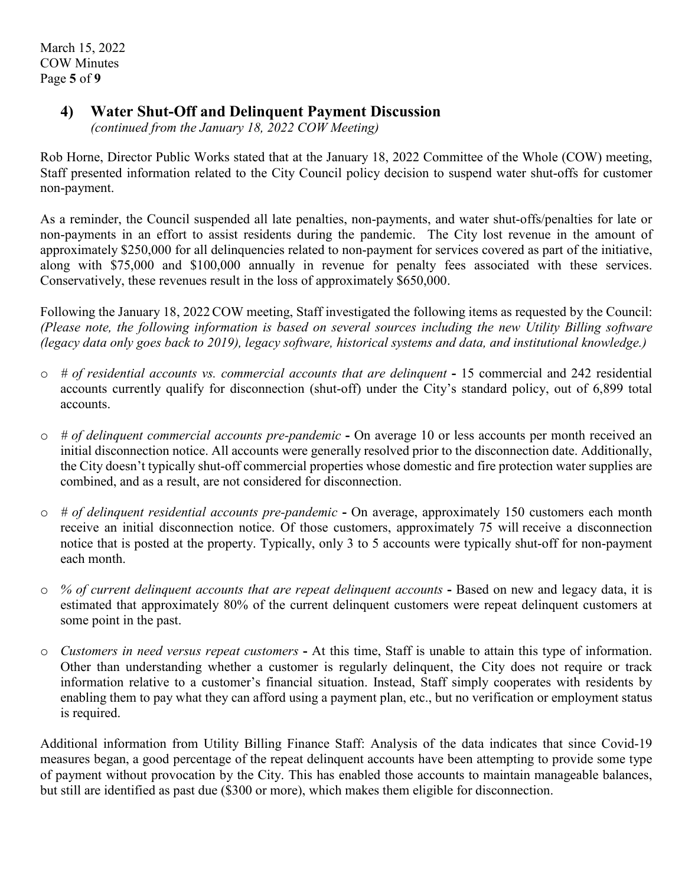## 4) Water Shut-Off and Delinquent Payment Discussion

*(continued from the January 18, 2022 COW Meeting)*

Rob Horne, Director Public Works stated that at the January 18, 2022 Committee of the Whole (COW) meeting, Staff presented information related to the City Council policy decision to suspend water shut-offs for customer non-payment.

As a reminder, the Council suspended all late penalties, non-payments, and water shut-offs/penalties for late or non-payments in an effort to assist residents during the pandemic. The City lost revenue in the amount of approximately $250,000 for all delinquencies related to non-payment for services covered as part of the initiative, along with $75,000 and $100,000 annually in revenue for penalty fees associated with these services. Conservatively, these revenues result in the loss of approximately $650,000.

Following the January 18, 2022 COW meeting, Staff investigated the following items as requested by the Council: *(Please note, the following information is based on several sources including the new Utility Billing software (legacy data only goes back to 2019), legacy software, historical systems and data, and institutional knowledge.)*

- *# of residential accounts vs. commercial accounts that are delinquent* **-** 15 commercial and 242 residential accounts currently qualify for disconnection (shut-off) under the City's standard policy, out of 6,899 total accounts.
- *# of delinquent commercial accounts pre-pandemic* **-** On average 10 or less accounts per month received an initial disconnection notice. All accounts were generally resolved prior to the disconnection date. Additionally, the City doesn't typically shut-off commercial properties whose domestic and fire protection water supplies are combined, and as a result, are not considered for disconnection.
- *# of delinquent residential accounts pre-pandemic* **-** On average, approximately 150 customers each month receive an initial disconnection notice. Of those customers, approximately 75 will receive a disconnection notice that is posted at the property. Typically, only 3 to 5 accounts were typically shut-off for non-payment each month.
- *% of current delinquent accounts that are repeat delinquent accounts* **-** Based on new and legacy data, it is estimated that approximately 80% of the current delinquent customers were repeat delinquent customers at some point in the past.
- *Customers in need versus repeat customers* **-** At this time, Staff is unable to attain this type of information. Other than understanding whether a customer is regularly delinquent, the City does not require or track information relative to a customer's financial situation. Instead, Staff simply cooperates with residents by enabling them to pay what they can afford using a payment plan, etc., but no verification or employment status is required.

Additional information from Utility Billing Finance Staff: Analysis of the data indicates that since Covid-19 measures began, a good percentage of the repeat delinquent accounts have been attempting to provide some type of payment without provocation by the City. This has enabled those accounts to maintain manageable balances, but still are identified as past due ($300 or more), which makes them eligible for disconnection.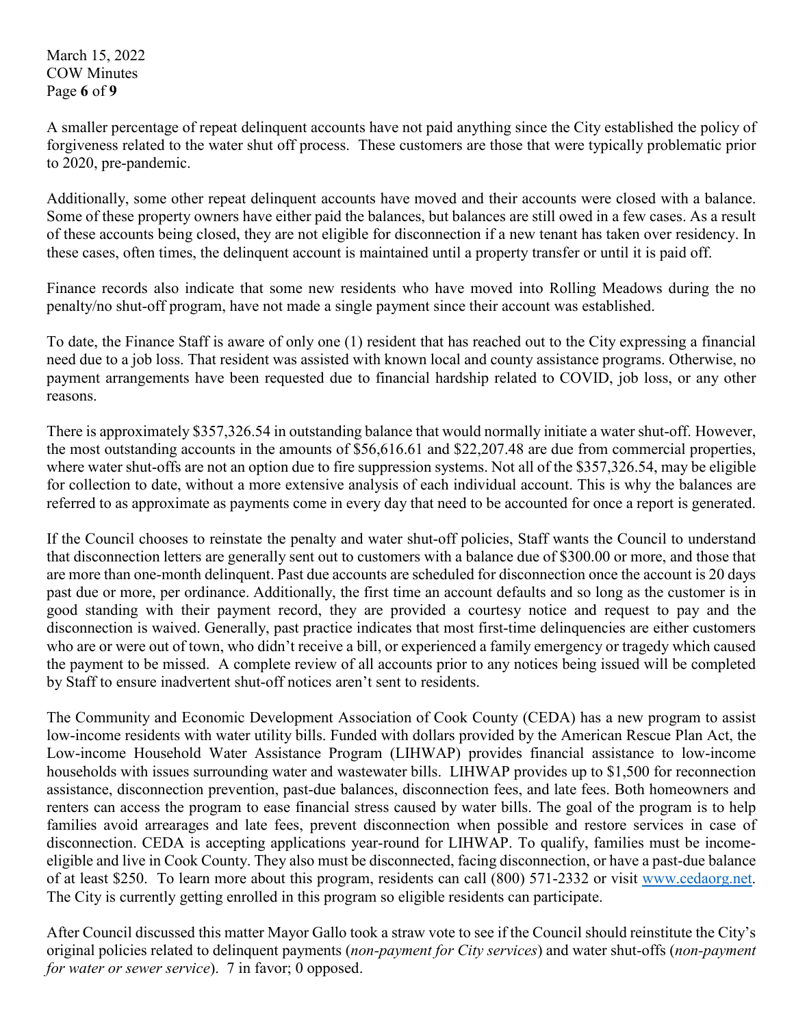A smaller percentage of repeat delinquent accounts have not paid anything since the City established the policy of forgiveness related to the water shut off process. These customers are those that were typically problematic prior to 2020, pre-pandemic.

Additionally, some other repeat delinquent accounts have moved and their accounts were closed with a balance. Some of these property owners have either paid the balances, but balances are still owed in a few cases. As a result of these accounts being closed, they are not eligible for disconnection if a new tenant has taken over residency. In these cases, often times, the delinquent account is maintained until a property transfer or until it is paid off.

Finance records also indicate that some new residents who have moved into Rolling Meadows during the no penalty/no shut-off program, have not made a single payment since their account was established.

To date, the Finance Staff is aware of only one (1) resident that has reached out to the City expressing a financial need due to a job loss. That resident was assisted with known local and county assistance programs. Otherwise, no payment arrangements have been requested due to financial hardship related to COVID, job loss, or any other reasons.

There is approximately $357,326.54 in outstanding balance that would normally initiate a water shut-off. However, the most outstanding accounts in the amounts of $56,616.61 and $22,207.48 are due from commercial properties, where water shut-offs are not an option due to fire suppression systems. Not all of the $357,326.54, may be eligible for collection to date, without a more extensive analysis of each individual account. This is why the balances are referred to as approximate as payments come in every day that need to be accounted for once a report is generated.

If the Council chooses to reinstate the penalty and water shut-off policies, Staff wants the Council to understand that disconnection letters are generally sent out to customers with a balance due of $300.00 or more, and those that are more than one-month delinquent. Past due accounts are scheduled for disconnection once the account is 20 days past due or more, per ordinance. Additionally, the first time an account defaults and so long as the customer is in good standing with their payment record, they are provided a courtesy notice and request to pay and the disconnection is waived. Generally, past practice indicates that most first-time delinquencies are either customers who are or were out of town, who didn't receive a bill, or experienced a family emergency or tragedy which caused the payment to be missed. A complete review of all accounts prior to any notices being issued will be completed by Staff to ensure inadvertent shut-off notices aren't sent to residents.

The Community and Economic Development Association of Cook County (CEDA) has a new program to assist low-income residents with water utility bills. Funded with dollars provided by the American Rescue Plan Act, the Low-income Household Water Assistance Program (LIHWAP) provides financial assistance to low-income households with issues surrounding water and wastewater bills. LIHWAP provides up to $1,500 for reconnection assistance, disconnection prevention, past-due balances, disconnection fees, and late fees. Both homeowners and renters can access the program to ease financial stress caused by water bills. The goal of the program is to help families avoid arrearages and late fees, prevent disconnection when possible and restore services in case of disconnection. CEDA is accepting applications year-round for LIHWAP. To qualify, families must be income-eligible and live in Cook County. They also must be disconnected, facing disconnection, or have a past-due balance of at least $250. To learn more about this program, residents can call (800) 571-2332 or visit [www.cedaorg.net](http://www.cedaorg.net). The City is currently getting enrolled in this program so eligible residents can participate.

After Council discussed this matter Mayor Gallo took a straw vote to see if the Council should reinstitute the City's original policies related to delinquent payments (*non-payment for City services*) and water shut-offs (*non-payment for water or sewer service*). 7 in favor; 0 opposed.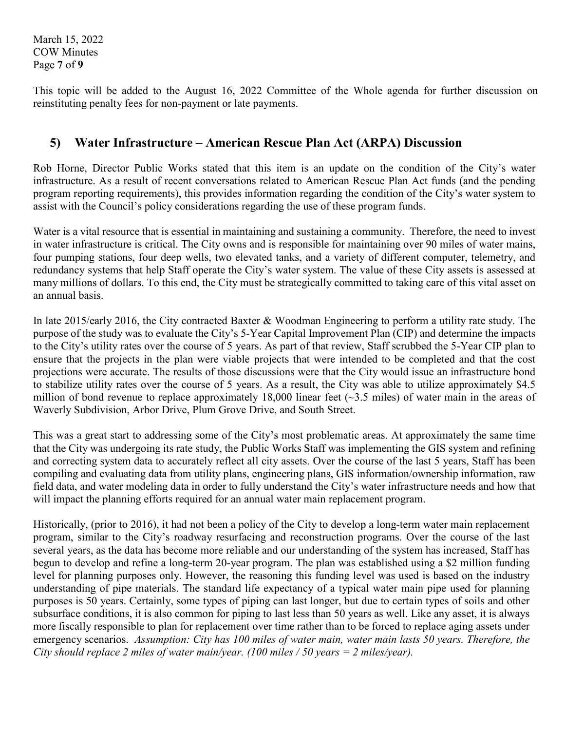This topic will be added to the August 16, 2022 Committee of the Whole agenda for further discussion on reinstituting penalty fees for non-payment or late payments.

## 5) Water Infrastructure – American Rescue Plan Act (ARPA) Discussion

Rob Horne, Director Public Works stated that this item is an update on the condition of the City's water infrastructure. As a result of recent conversations related to American Rescue Plan Act funds (and the pending program reporting requirements), this provides information regarding the condition of the City's water system to assist with the Council's policy considerations regarding the use of these program funds.

Water is a vital resource that is essential in maintaining and sustaining a community. Therefore, the need to invest in water infrastructure is critical. The City owns and is responsible for maintaining over 90 miles of water mains, four pumping stations, four deep wells, two elevated tanks, and a variety of different computer, telemetry, and redundancy systems that help Staff operate the City's water system. The value of these City assets is assessed at many millions of dollars. To this end, the City must be strategically committed to taking care of this vital asset on an annual basis.

In late 2015/early 2016, the City contracted Baxter & Woodman Engineering to perform a utility rate study. The purpose of the study was to evaluate the City's 5-Year Capital Improvement Plan (CIP) and determine the impacts to the City's utility rates over the course of 5 years. As part of that review, Staff scrubbed the 5-Year CIP plan to ensure that the projects in the plan were viable projects that were intended to be completed and that the cost projections were accurate. The results of those discussions were that the City would issue an infrastructure bond to stabilize utility rates over the course of 5 years. As a result, the City was able to utilize approximately $4.5 million of bond revenue to replace approximately 18,000 linear feet (~3.5 miles) of water main in the areas of Waverly Subdivision, Arbor Drive, Plum Grove Drive, and South Street.

This was a great start to addressing some of the City's most problematic areas. At approximately the same time that the City was undergoing its rate study, the Public Works Staff was implementing the GIS system and refining and correcting system data to accurately reflect all city assets. Over the course of the last 5 years, Staff has been compiling and evaluating data from utility plans, engineering plans, GIS information/ownership information, raw field data, and water modeling data in order to fully understand the City's water infrastructure needs and how that will impact the planning efforts required for an annual water main replacement program.

Historically, (prior to 2016), it had not been a policy of the City to develop a long-term water main replacement program, similar to the City's roadway resurfacing and reconstruction programs. Over the course of the last several years, as the data has become more reliable and our understanding of the system has increased, Staff has begun to develop and refine a long-term 20-year program. The plan was established using a $2 million funding level for planning purposes only. However, the reasoning this funding level was used is based on the industry understanding of pipe materials. The standard life expectancy of a typical water main pipe used for planning purposes is 50 years. Certainly, some types of piping can last longer, but due to certain types of soils and other subsurface conditions, it is also common for piping to last less than 50 years as well. Like any asset, it is always more fiscally responsible to plan for replacement over time rather than to be forced to replace aging assets under emergency scenarios. *Assumption: City has 100 miles of water main, water main lasts 50 years. Therefore, the City should replace 2 miles of water main/year. (100 miles / 50 years = 2 miles/year).*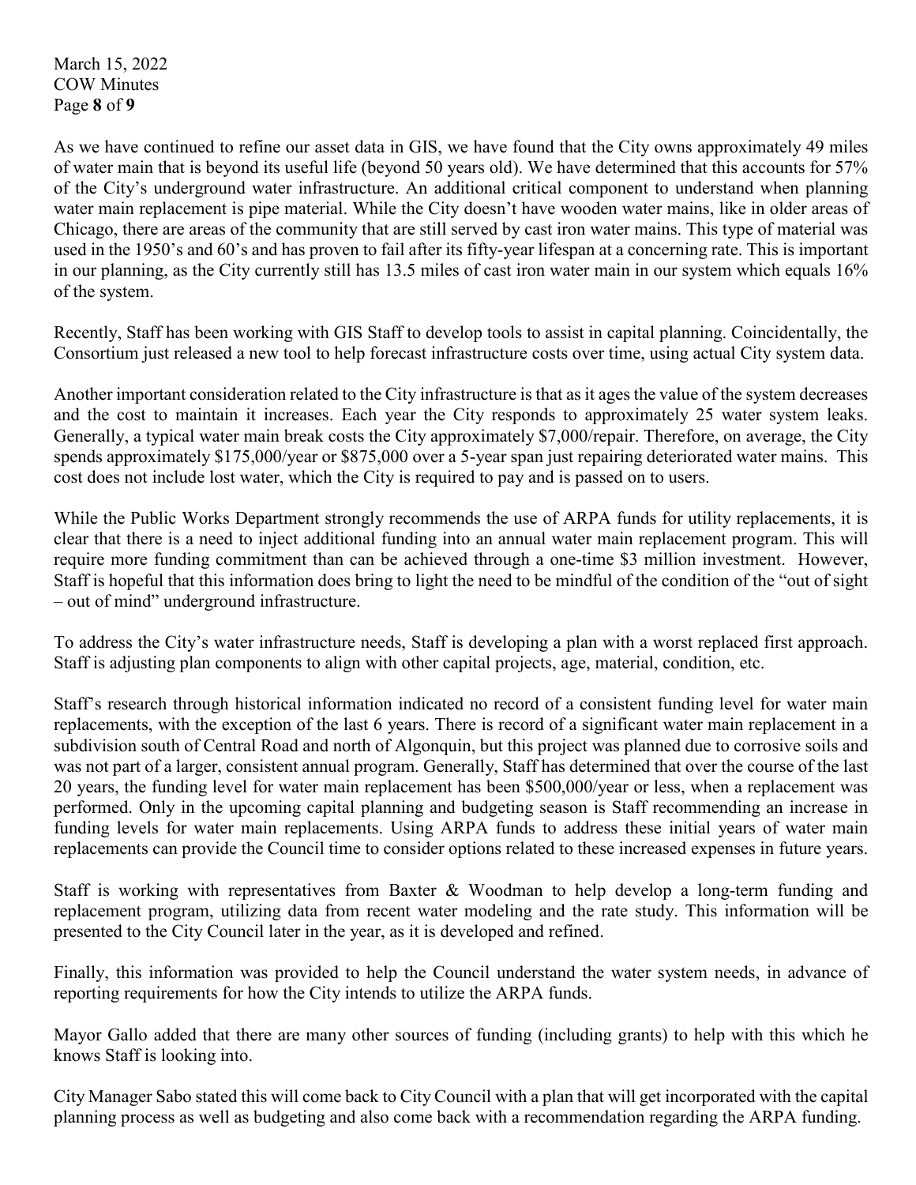As we have continued to refine our asset data in GIS, we have found that the City owns approximately 49 miles of water main that is beyond its useful life (beyond 50 years old). We have determined that this accounts for 57% of the City's underground water infrastructure. An additional critical component to understand when planning water main replacement is pipe material. While the City doesn't have wooden water mains, like in older areas of Chicago, there are areas of the community that are still served by cast iron water mains. This type of material was used in the 1950's and 60's and has proven to fail after its fifty-year lifespan at a concerning rate. This is important in our planning, as the City currently still has 13.5 miles of cast iron water main in our system which equals 16% of the system.

Recently, Staff has been working with GIS Staff to develop tools to assist in capital planning. Coincidentally, the Consortium just released a new tool to help forecast infrastructure costs over time, using actual City system data.

Another important consideration related to the City infrastructure is that as it ages the value of the system decreases and the cost to maintain it increases. Each year the City responds to approximately 25 water system leaks. Generally, a typical water main break costs the City approximately $7,000/repair. Therefore, on average, the City spends approximately $175,000/year or $875,000 over a 5-year span just repairing deteriorated water mains. This cost does not include lost water, which the City is required to pay and is passed on to users.

While the Public Works Department strongly recommends the use of ARPA funds for utility replacements, it is clear that there is a need to inject additional funding into an annual water main replacement program. This will require more funding commitment than can be achieved through a one-time $3 million investment. However, Staff is hopeful that this information does bring to light the need to be mindful of the condition of the "out of sight – out of mind" underground infrastructure.

To address the City's water infrastructure needs, Staff is developing a plan with a worst replaced first approach. Staff is adjusting plan components to align with other capital projects, age, material, condition, etc.

Staff's research through historical information indicated no record of a consistent funding level for water main replacements, with the exception of the last 6 years. There is record of a significant water main replacement in a subdivision south of Central Road and north of Algonquin, but this project was planned due to corrosive soils and was not part of a larger, consistent annual program. Generally, Staff has determined that over the course of the last 20 years, the funding level for water main replacement has been $500,000/year or less, when a replacement was performed. Only in the upcoming capital planning and budgeting season is Staff recommending an increase in funding levels for water main replacements. Using ARPA funds to address these initial years of water main replacements can provide the Council time to consider options related to these increased expenses in future years.

Staff is working with representatives from Baxter & Woodman to help develop a long-term funding and replacement program, utilizing data from recent water modeling and the rate study. This information will be presented to the City Council later in the year, as it is developed and refined.

Finally, this information was provided to help the Council understand the water system needs, in advance of reporting requirements for how the City intends to utilize the ARPA funds.

Mayor Gallo added that there are many other sources of funding (including grants) to help with this which he knows Staff is looking into.

City Manager Sabo stated this will come back to City Council with a plan that will get incorporated with the capital planning process as well as budgeting and also come back with a recommendation regarding the ARPA funding.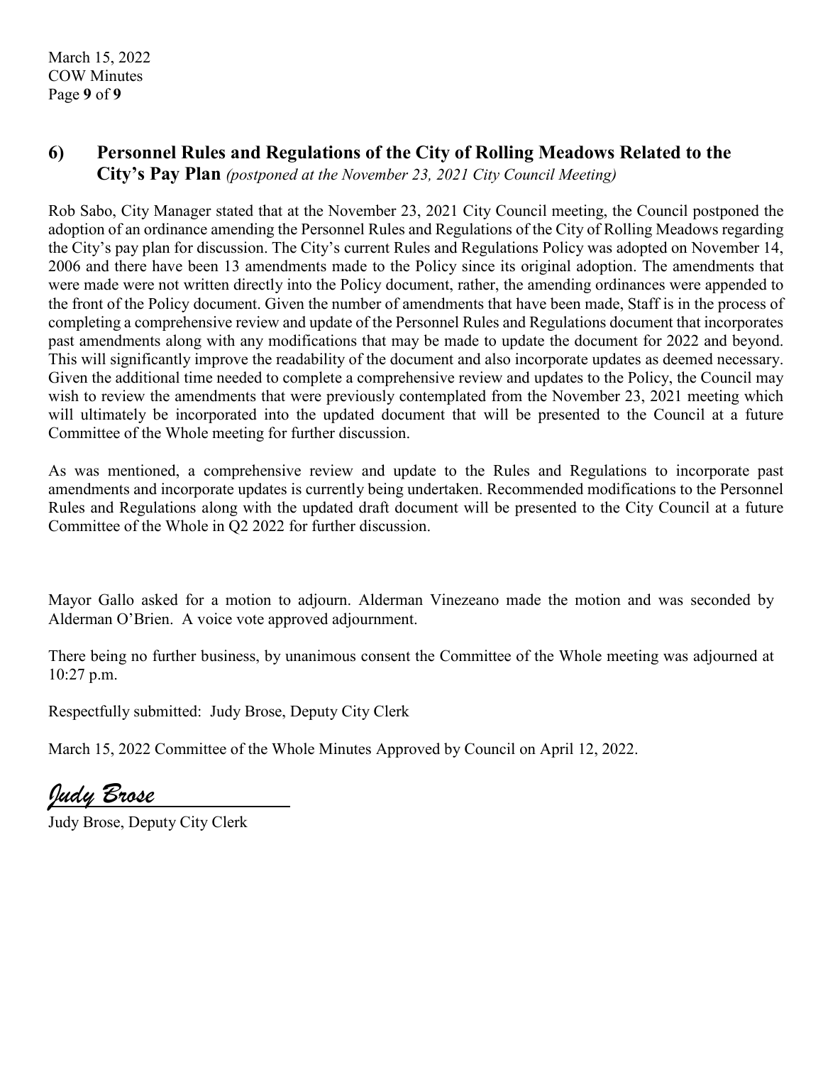## 6) Personnel Rules and Regulations of the City of Rolling Meadows Related to the City's Pay Plan *(postponed at the November 23, 2021 City Council Meeting)*

Rob Sabo, City Manager stated that at the November 23, 2021 City Council meeting, the Council postponed the adoption of an ordinance amending the Personnel Rules and Regulations of the City of Rolling Meadows regarding the City's pay plan for discussion. The City's current Rules and Regulations Policy was adopted on November 14, 2006 and there have been 13 amendments made to the Policy since its original adoption. The amendments that were made were not written directly into the Policy document, rather, the amending ordinances were appended to the front of the Policy document. Given the number of amendments that have been made, Staff is in the process of completing a comprehensive review and update of the Personnel Rules and Regulations document that incorporates past amendments along with any modifications that may be made to update the document for 2022 and beyond. This will significantly improve the readability of the document and also incorporate updates as deemed necessary. Given the additional time needed to complete a comprehensive review and updates to the Policy, the Council may wish to review the amendments that were previously contemplated from the November 23, 2021 meeting which will ultimately be incorporated into the updated document that will be presented to the Council at a future Committee of the Whole meeting for further discussion.

As was mentioned, a comprehensive review and update to the Rules and Regulations to incorporate past amendments and incorporate updates is currently being undertaken. Recommended modifications to the Personnel Rules and Regulations along with the updated draft document will be presented to the City Council at a future Committee of the Whole in Q2 2022 for further discussion.

Mayor Gallo asked for a motion to adjourn. Alderman Vinezeano made the motion and was seconded by Alderman O'Brien. A voice vote approved adjournment.

There being no further business, by unanimous consent the Committee of the Whole meeting was adjourned at 10:27 p.m.

Respectfully submitted: Judy Brose, Deputy City Clerk

March 15, 2022 Committee of the Whole Minutes Approved by Council on April 12, 2022.

*Judy Brose*

Judy Brose, Deputy City Clerk